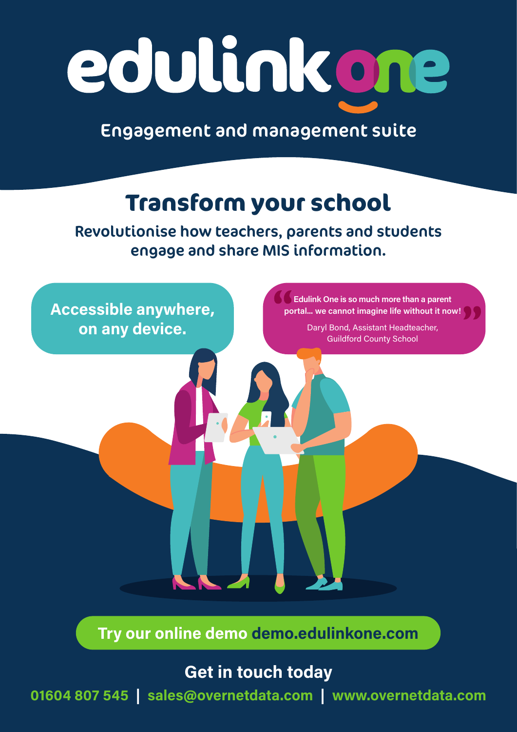# edulink one

Engagement and management suite

## Transform your school

**Revolutionise how teachers, parents and students engage and share MIS information.**

**Accessible anywhere, on any device.**

> **"Edulink One is so much more than a parent portal... we cannot imagine life without it now!"**
>
> Daryl Bond, Assistant Headteacher, Guildford County School

**Try our online demo demo.edulinkone.com**

**Get in touch today**

**01604 807 545 | sales@overnetdata.com | www.overnetdata.com**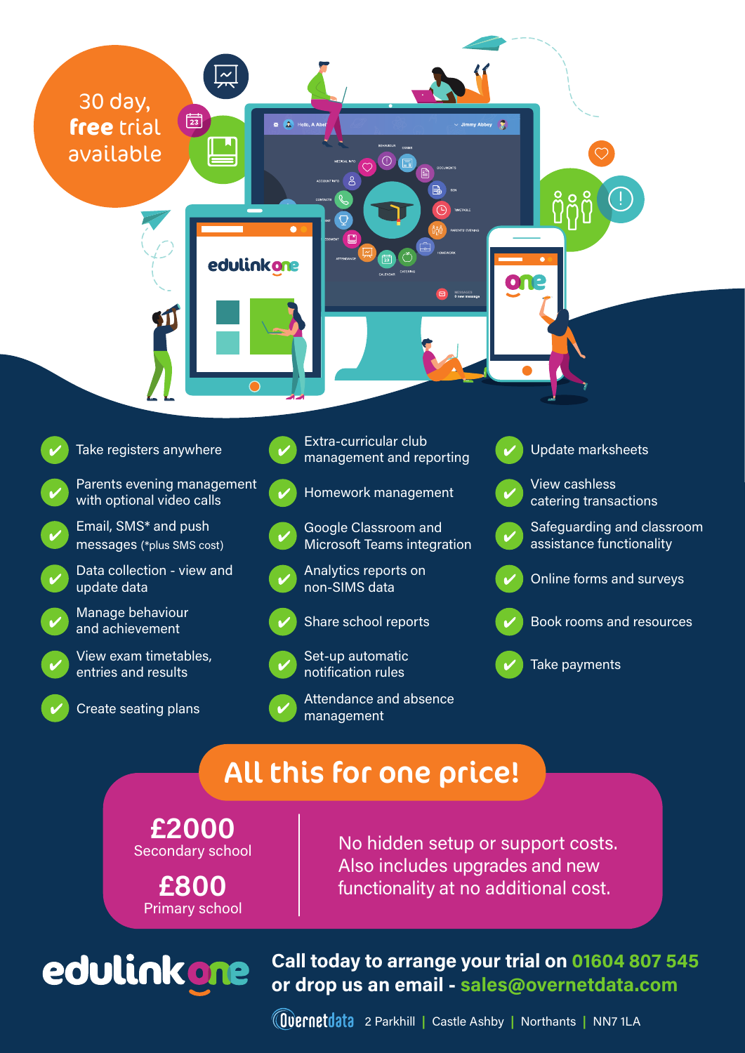30 day, **free** trial available

- Take registers anywhere
- Parents evening management with optional video calls
- Email, SMS* and push messages (*plus SMS cost)
- Data collection - view and update data
- Manage behaviour and achievement
- View exam timetables, entries and results
- Create seating plans
- Extra-curricular club management and reporting
- Homework management
- Google Classroom and Microsoft Teams integration
- Analytics reports on non-SIMS data
- Share school reports
- Set-up automatic notification rules
- Attendance and absence management
- Update marksheets
- View cashless catering transactions
- Safeguarding and classroom assistance functionality
- Online forms and surveys
- Book rooms and resources
- Take payments

## All this for one price!

**£2000**
Secondary school

**£800**
Primary school

No hidden setup or support costs. Also includes upgrades and new functionality at no additional cost.

edulink one

**Call today to arrange your trial on 01604 807 545 or drop us an email - sales@overnetdata.com**

Overnetdata | 2 Parkhill | Castle Ashby | Northants | NN7 1LA